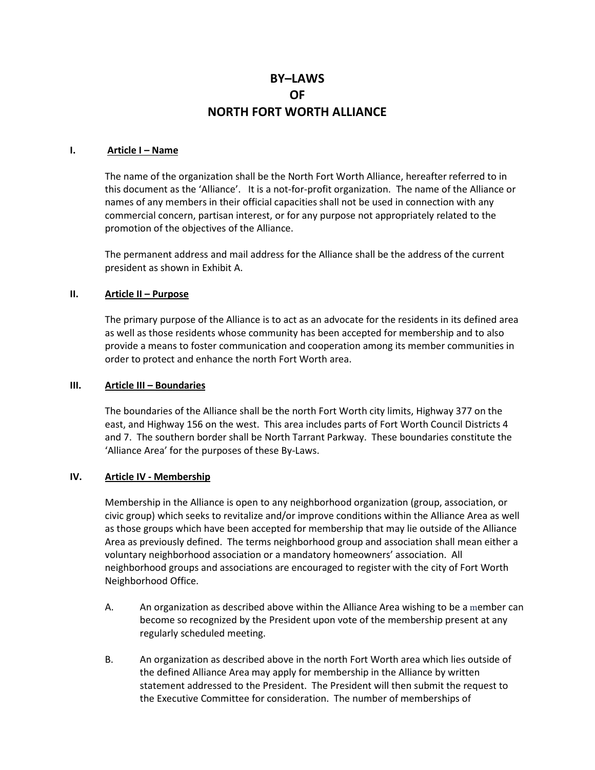# BY–LAWS
# OF
# NORTH FORT WORTH ALLIANCE

## I. Article I – Name

The name of the organization shall be the North Fort Worth Alliance, hereafter referred to in this document as the 'Alliance'. It is a not-for-profit organization. The name of the Alliance or names of any members in their official capacities shall not be used in connection with any commercial concern, partisan interest, or for any purpose not appropriately related to the promotion of the objectives of the Alliance.

The permanent address and mail address for the Alliance shall be the address of the current president as shown in Exhibit A.

## II. Article II – Purpose

The primary purpose of the Alliance is to act as an advocate for the residents in its defined area as well as those residents whose community has been accepted for membership and to also provide a means to foster communication and cooperation among its member communities in order to protect and enhance the north Fort Worth area.

## III. Article III – Boundaries

The boundaries of the Alliance shall be the north Fort Worth city limits, Highway 377 on the east, and Highway 156 on the west. This area includes parts of Fort Worth Council Districts 4 and 7. The southern border shall be North Tarrant Parkway. These boundaries constitute the 'Alliance Area' for the purposes of these By-Laws.

## IV. Article IV - Membership

Membership in the Alliance is open to any neighborhood organization (group, association, or civic group) which seeks to revitalize and/or improve conditions within the Alliance Area as well as those groups which have been accepted for membership that may lie outside of the Alliance Area as previously defined. The terms neighborhood group and association shall mean either a voluntary neighborhood association or a mandatory homeowners' association. All neighborhood groups and associations are encouraged to register with the city of Fort Worth Neighborhood Office.

A. An organization as described above within the Alliance Area wishing to be a member can become so recognized by the President upon vote of the membership present at any regularly scheduled meeting.

B. An organization as described above in the north Fort Worth area which lies outside of the defined Alliance Area may apply for membership in the Alliance by written statement addressed to the President. The President will then submit the request to the Executive Committee for consideration. The number of memberships of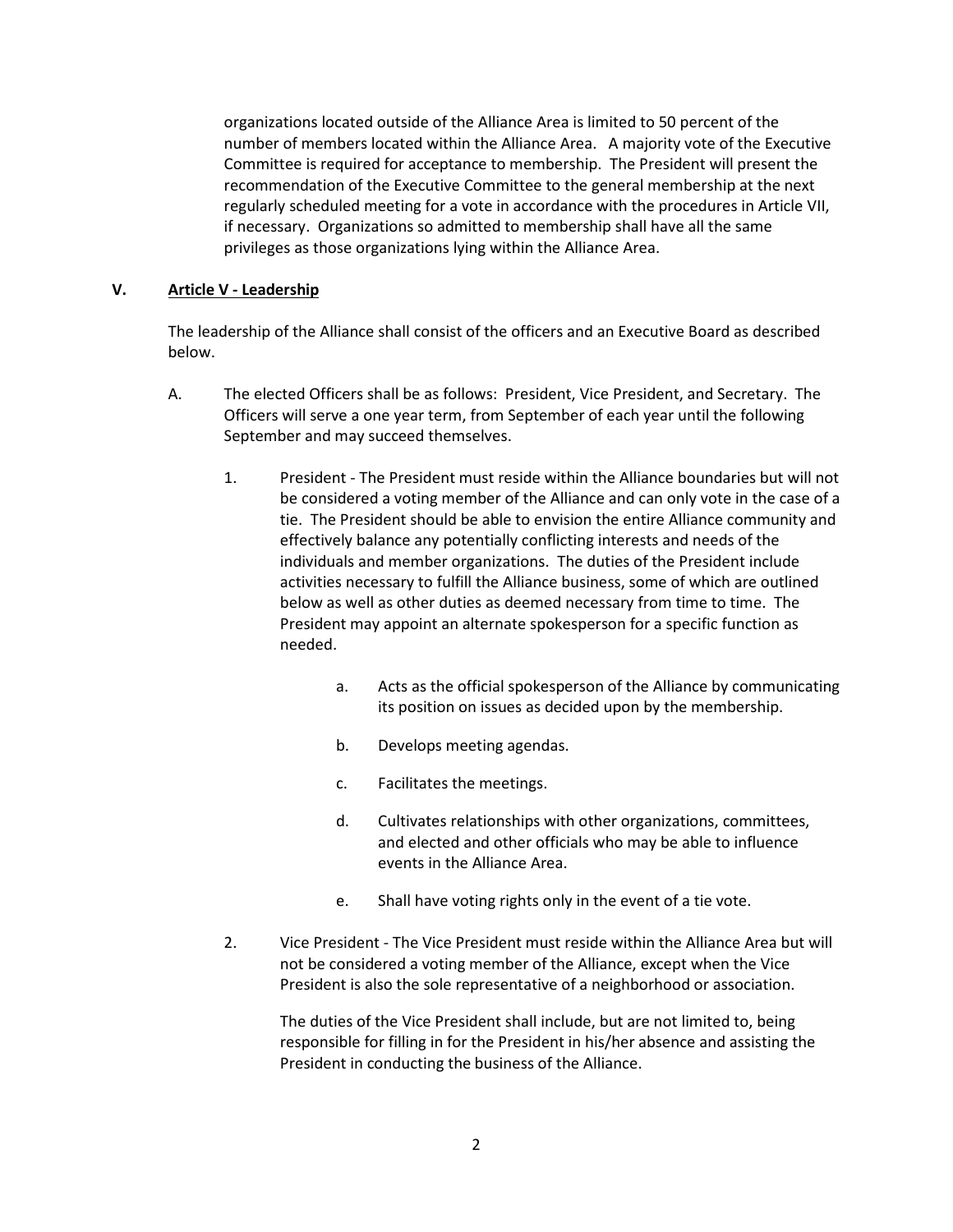organizations located outside of the Alliance Area is limited to 50 percent of the number of members located within the Alliance Area. A majority vote of the Executive Committee is required for acceptance to membership. The President will present the recommendation of the Executive Committee to the general membership at the next regularly scheduled meeting for a vote in accordance with the procedures in Article VII, if necessary. Organizations so admitted to membership shall have all the same privileges as those organizations lying within the Alliance Area.

## V. <u>Article V - Leadership</u>

The leadership of the Alliance shall consist of the officers and an Executive Board as described below.

A. The elected Officers shall be as follows: President, Vice President, and Secretary. The Officers will serve a one year term, from September of each year until the following September and may succeed themselves.

1. President - The President must reside within the Alliance boundaries but will not be considered a voting member of the Alliance and can only vote in the case of a tie. The President should be able to envision the entire Alliance community and effectively balance any potentially conflicting interests and needs of the individuals and member organizations. The duties of the President include activities necessary to fulfill the Alliance business, some of which are outlined below as well as other duties as deemed necessary from time to time. The President may appoint an alternate spokesperson for a specific function as needed.

   a. Acts as the official spokesperson of the Alliance by communicating its position on issues as decided upon by the membership.

   b. Develops meeting agendas.

   c. Facilitates the meetings.

   d. Cultivates relationships with other organizations, committees, and elected and other officials who may be able to influence events in the Alliance Area.

   e. Shall have voting rights only in the event of a tie vote.

2. Vice President - The Vice President must reside within the Alliance Area but will not be considered a voting member of the Alliance, except when the Vice President is also the sole representative of a neighborhood or association.

   The duties of the Vice President shall include, but are not limited to, being responsible for filling in for the President in his/her absence and assisting the President in conducting the business of the Alliance.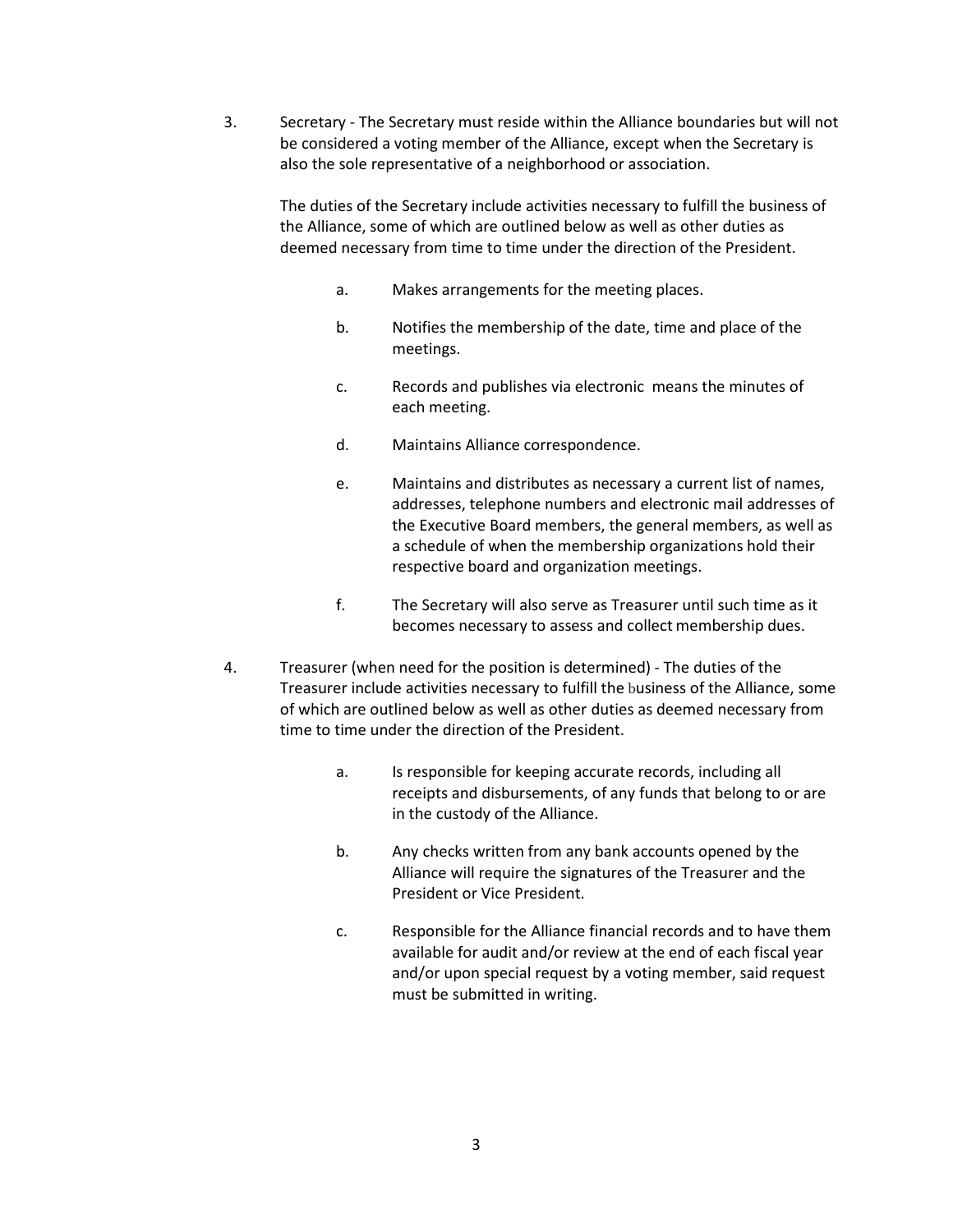3. Secretary - The Secretary must reside within the Alliance boundaries but will not be considered a voting member of the Alliance, except when the Secretary is also the sole representative of a neighborhood or association.

   The duties of the Secretary include activities necessary to fulfill the business of the Alliance, some of which are outlined below as well as other duties as deemed necessary from time to time under the direction of the President.

   a. Makes arrangements for the meeting places.

   b. Notifies the membership of the date, time and place of the meetings.

   c. Records and publishes via electronic means the minutes of each meeting.

   d. Maintains Alliance correspondence.

   e. Maintains and distributes as necessary a current list of names, addresses, telephone numbers and electronic mail addresses of the Executive Board members, the general members, as well as a schedule of when the membership organizations hold their respective board and organization meetings.

   f. The Secretary will also serve as Treasurer until such time as it becomes necessary to assess and collect membership dues.

4. Treasurer (when need for the position is determined) - The duties of the Treasurer include activities necessary to fulfill the business of the Alliance, some of which are outlined below as well as other duties as deemed necessary from time to time under the direction of the President.

   a. Is responsible for keeping accurate records, including all receipts and disbursements, of any funds that belong to or are in the custody of the Alliance.

   b. Any checks written from any bank accounts opened by the Alliance will require the signatures of the Treasurer and the President or Vice President.

   c. Responsible for the Alliance financial records and to have them available for audit and/or review at the end of each fiscal year and/or upon special request by a voting member, said request must be submitted in writing.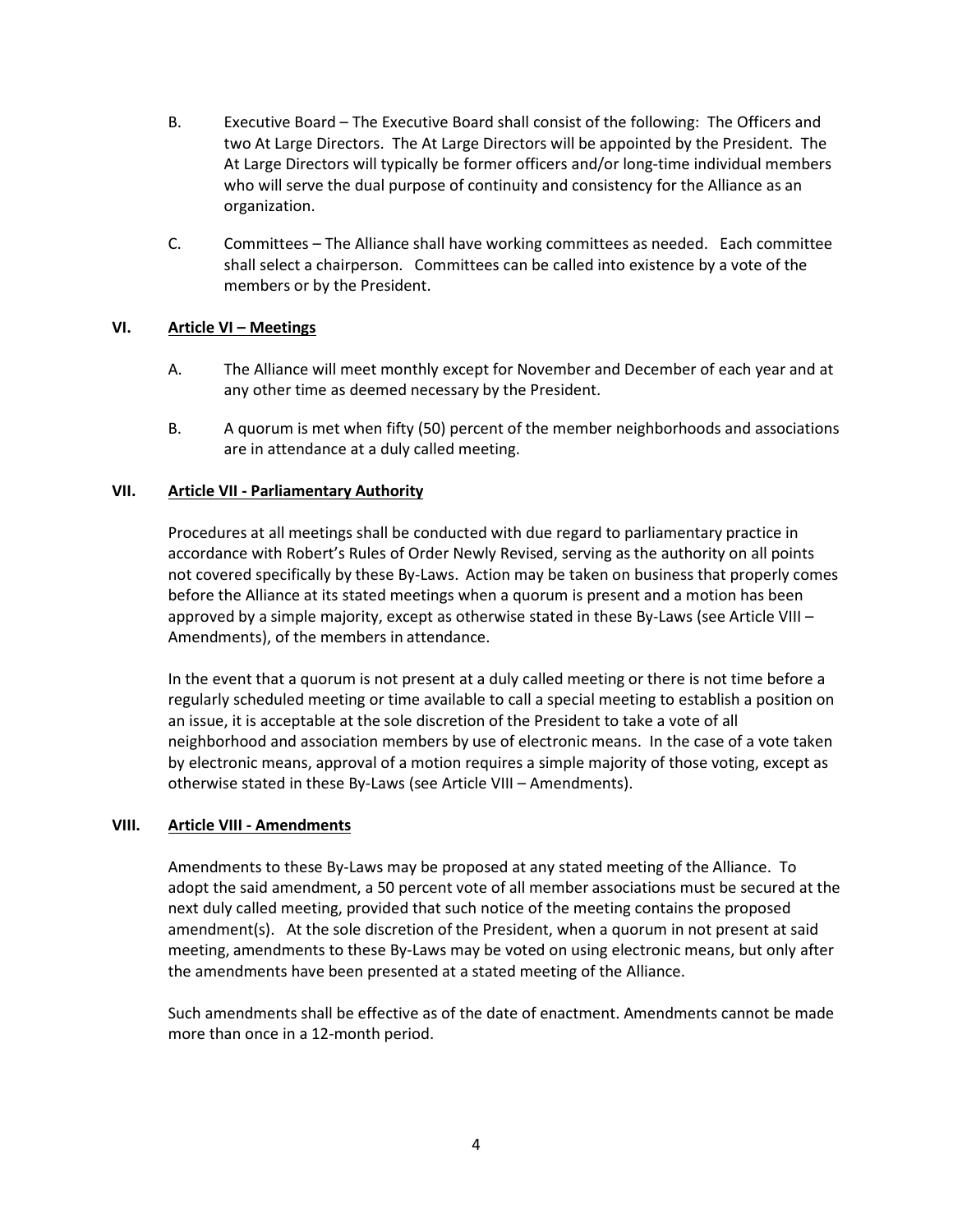B. Executive Board – The Executive Board shall consist of the following: The Officers and two At Large Directors. The At Large Directors will be appointed by the President. The At Large Directors will typically be former officers and/or long-time individual members who will serve the dual purpose of continuity and consistency for the Alliance as an organization.

C. Committees – The Alliance shall have working committees as needed. Each committee shall select a chairperson. Committees can be called into existence by a vote of the members or by the President.

## VI. <u>Article VI – Meetings</u>

A. The Alliance will meet monthly except for November and December of each year and at any other time as deemed necessary by the President.

B. A quorum is met when fifty (50) percent of the member neighborhoods and associations are in attendance at a duly called meeting.

## VII. <u>Article VII - Parliamentary Authority</u>

Procedures at all meetings shall be conducted with due regard to parliamentary practice in accordance with Robert's Rules of Order Newly Revised, serving as the authority on all points not covered specifically by these By-Laws. Action may be taken on business that properly comes before the Alliance at its stated meetings when a quorum is present and a motion has been approved by a simple majority, except as otherwise stated in these By-Laws (see Article VIII – Amendments), of the members in attendance.

In the event that a quorum is not present at a duly called meeting or there is not time before a regularly scheduled meeting or time available to call a special meeting to establish a position on an issue, it is acceptable at the sole discretion of the President to take a vote of all neighborhood and association members by use of electronic means. In the case of a vote taken by electronic means, approval of a motion requires a simple majority of those voting, except as otherwise stated in these By-Laws (see Article VIII – Amendments).

## VIII. <u>Article VIII - Amendments</u>

Amendments to these By-Laws may be proposed at any stated meeting of the Alliance. To adopt the said amendment, a 50 percent vote of all member associations must be secured at the next duly called meeting, provided that such notice of the meeting contains the proposed amendment(s). At the sole discretion of the President, when a quorum in not present at said meeting, amendments to these By-Laws may be voted on using electronic means, but only after the amendments have been presented at a stated meeting of the Alliance.

Such amendments shall be effective as of the date of enactment. Amendments cannot be made more than once in a 12-month period.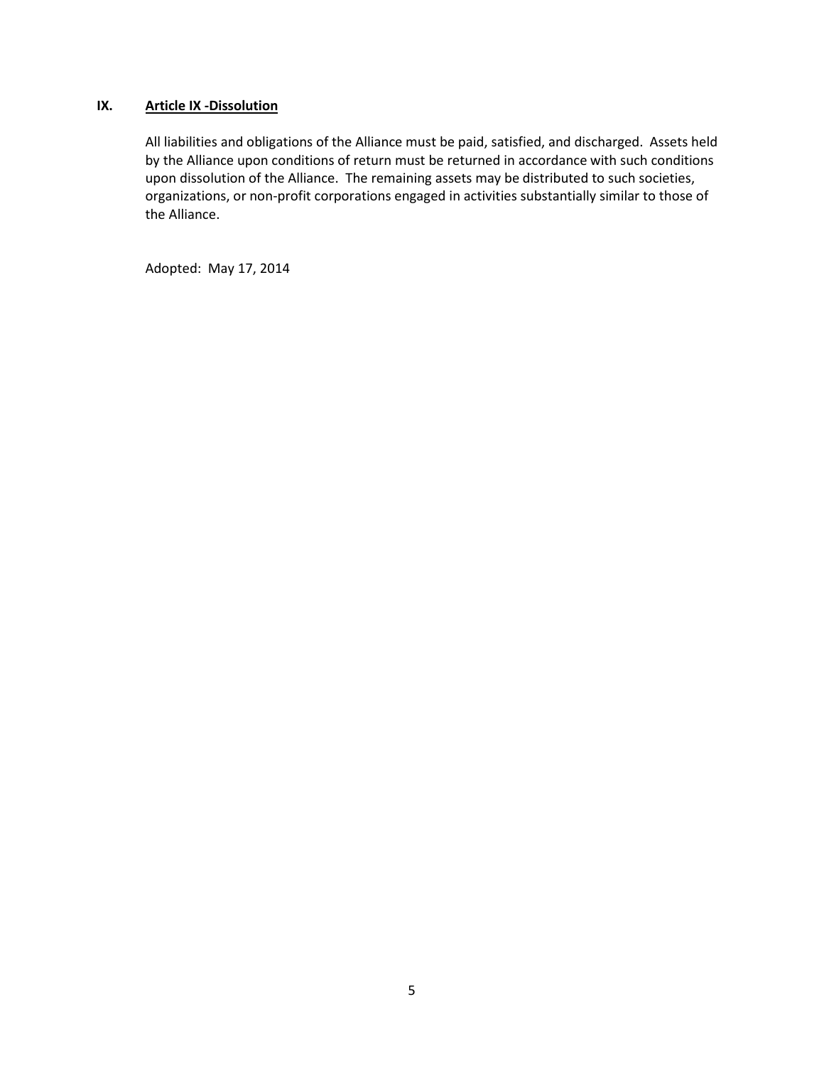## IX. Article IX -Dissolution

All liabilities and obligations of the Alliance must be paid, satisfied, and discharged. Assets held by the Alliance upon conditions of return must be returned in accordance with such conditions upon dissolution of the Alliance. The remaining assets may be distributed to such societies, organizations, or non-profit corporations engaged in activities substantially similar to those of the Alliance.

Adopted: May 17, 2014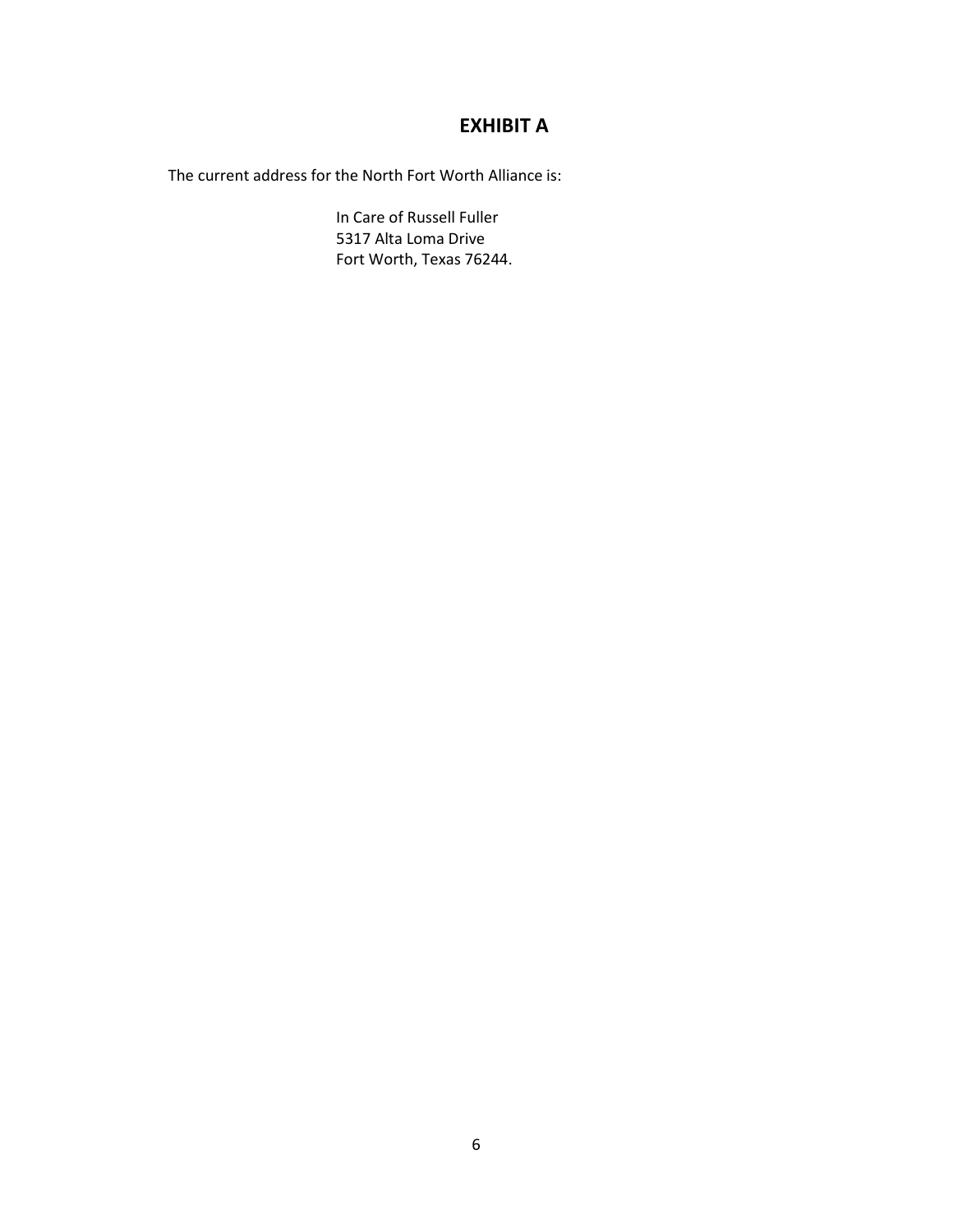# EXHIBIT A

The current address for the North Fort Worth Alliance is:

In Care of Russell Fuller
5317 Alta Loma Drive
Fort Worth, Texas 76244.